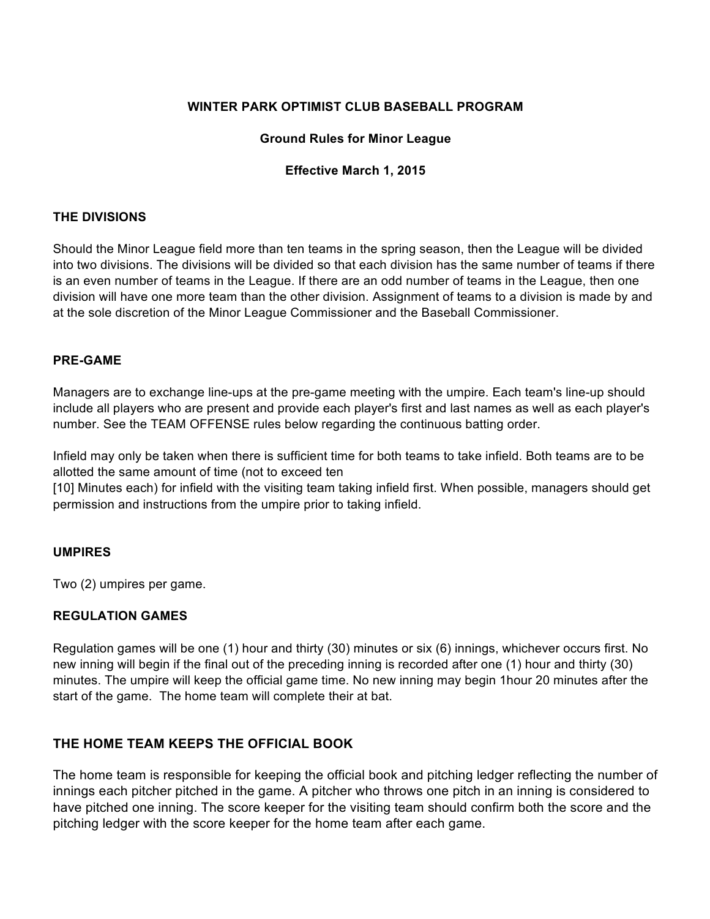# WINTER PARK OPTIMIST CLUB BASEBALL PROGRAM

## Ground Rules for Minor League

**Effective March 1, 2015**

### THE DIVISIONS

Should the Minor League field more than ten teams in the spring season, then the League will be divided into two divisions. The divisions will be divided so that each division has the same number of teams if there is an even number of teams in the League. If there are an odd number of teams in the League, then one division will have one more team than the other division. Assignment of teams to a division is made by and at the sole discretion of the Minor League Commissioner and the Baseball Commissioner.

### PRE-GAME

Managers are to exchange line-ups at the pre-game meeting with the umpire. Each team's line-up should include all players who are present and provide each player's first and last names as well as each player's number. See the TEAM OFFENSE rules below regarding the continuous batting order.

Infield may only be taken when there is sufficient time for both teams to take infield. Both teams are to be allotted the same amount of time (not to exceed ten
[10] Minutes each) for infield with the visiting team taking infield first. When possible, managers should get permission and instructions from the umpire prior to taking infield.

### UMPIRES

Two (2) umpires per game.

### REGULATION GAMES

Regulation games will be one (1) hour and thirty (30) minutes or six (6) innings, whichever occurs first. No new inning will begin if the final out of the preceding inning is recorded after one (1) hour and thirty (30) minutes. The umpire will keep the official game time. No new inning may begin 1hour 20 minutes after the start of the game. The home team will complete their at bat.

### THE HOME TEAM KEEPS THE OFFICIAL BOOK

The home team is responsible for keeping the official book and pitching ledger reflecting the number of innings each pitcher pitched in the game. A pitcher who throws one pitch in an inning is considered to have pitched one inning. The score keeper for the visiting team should confirm both the score and the pitching ledger with the score keeper for the home team after each game.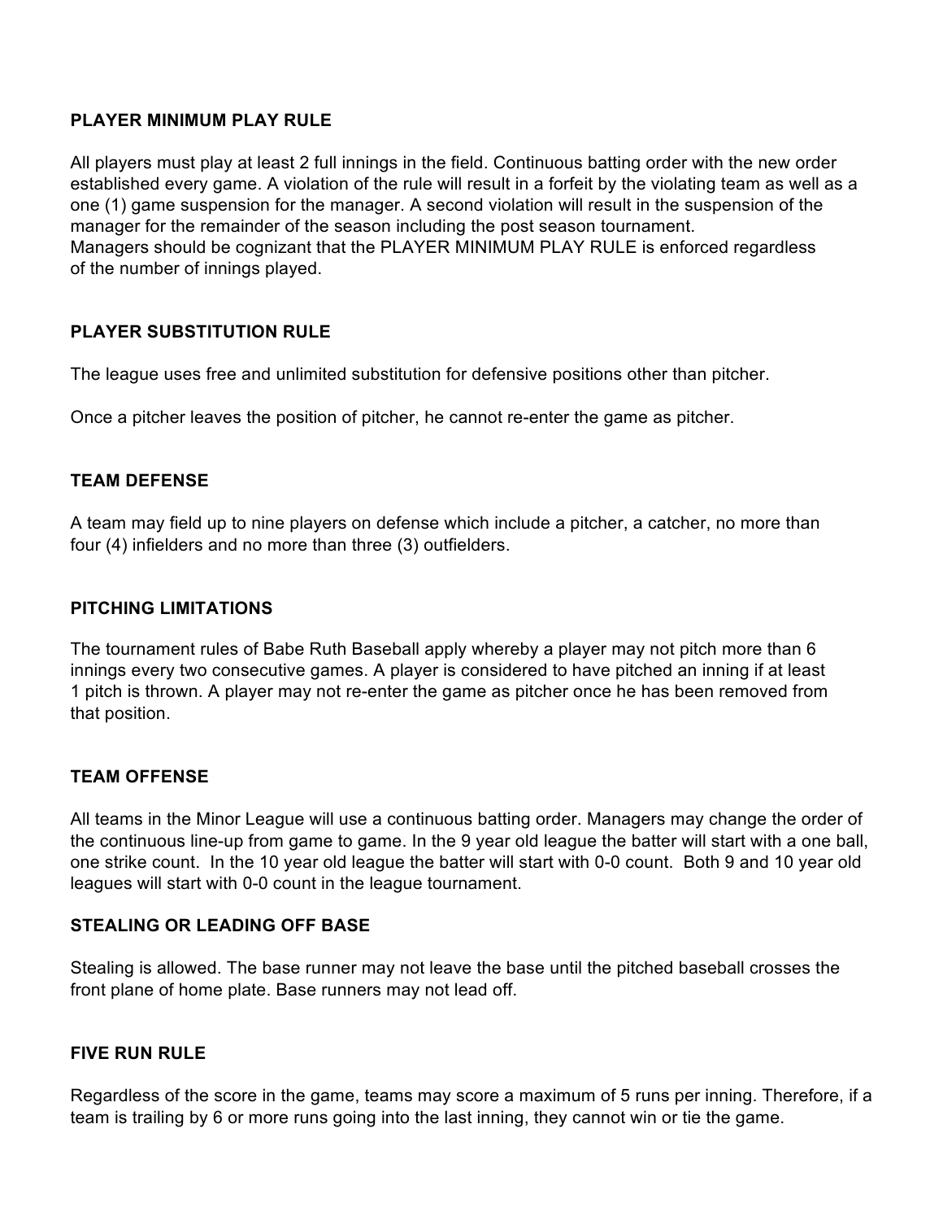**PLAYER MINIMUM PLAY RULE**

All players must play at least 2 full innings in the field. Continuous batting order with the new order established every game. A violation of the rule will result in a forfeit by the violating team as well as a one (1) game suspension for the manager. A second violation will result in the suspension of the manager for the remainder of the season including the post season tournament.
Managers should be cognizant that the PLAYER MINIMUM PLAY RULE is enforced regardless of the number of innings played.

**PLAYER SUBSTITUTION RULE**

The league uses free and unlimited substitution for defensive positions other than pitcher.

Once a pitcher leaves the position of pitcher, he cannot re-enter the game as pitcher.

**TEAM DEFENSE**

A team may field up to nine players on defense which include a pitcher, a catcher, no more than four (4) infielders and no more than three (3) outfielders.

**PITCHING LIMITATIONS**

The tournament rules of Babe Ruth Baseball apply whereby a player may not pitch more than 6 innings every two consecutive games. A player is considered to have pitched an inning if at least 1 pitch is thrown. A player may not re-enter the game as pitcher once he has been removed from that position.

**TEAM OFFENSE**

All teams in the Minor League will use a continuous batting order. Managers may change the order of the continuous line-up from game to game. In the 9 year old league the batter will start with a one ball, one strike count. In the 10 year old league the batter will start with 0-0 count. Both 9 and 10 year old leagues will start with 0-0 count in the league tournament.

**STEALING OR LEADING OFF BASE**

Stealing is allowed. The base runner may not leave the base until the pitched baseball crosses the front plane of home plate. Base runners may not lead off.

**FIVE RUN RULE**

Regardless of the score in the game, teams may score a maximum of 5 runs per inning. Therefore, if a team is trailing by 6 or more runs going into the last inning, they cannot win or tie the game.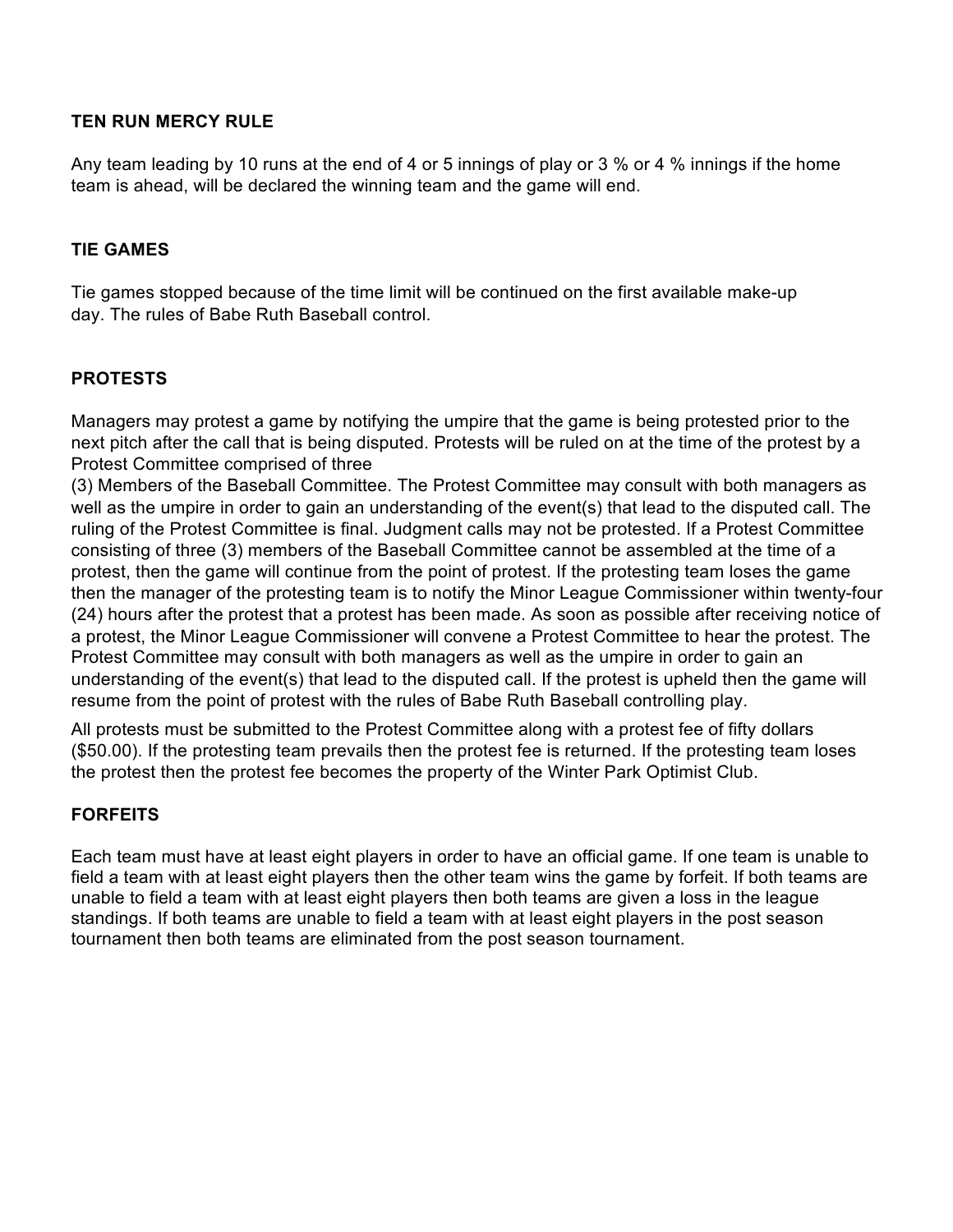## TEN RUN MERCY RULE

Any team leading by 10 runs at the end of 4 or 5 innings of play or 3 % or 4 % innings if the home team is ahead, will be declared the winning team and the game will end.

## TIE GAMES

Tie games stopped because of the time limit will be continued on the first available make-up day. The rules of Babe Ruth Baseball control.

## PROTESTS

Managers may protest a game by notifying the umpire that the game is being protested prior to the next pitch after the call that is being disputed. Protests will be ruled on at the time of the protest by a Protest Committee comprised of three (3) Members of the Baseball Committee. The Protest Committee may consult with both managers as well as the umpire in order to gain an understanding of the event(s) that lead to the disputed call. The ruling of the Protest Committee is final. Judgment calls may not be protested. If a Protest Committee consisting of three (3) members of the Baseball Committee cannot be assembled at the time of a protest, then the game will continue from the point of protest. If the protesting team loses the game then the manager of the protesting team is to notify the Minor League Commissioner within twenty-four (24) hours after the protest that a protest has been made. As soon as possible after receiving notice of a protest, the Minor League Commissioner will convene a Protest Committee to hear the protest. The Protest Committee may consult with both managers as well as the umpire in order to gain an understanding of the event(s) that lead to the disputed call. If the protest is upheld then the game will resume from the point of protest with the rules of Babe Ruth Baseball controlling play.

All protests must be submitted to the Protest Committee along with a protest fee of fifty dollars ($50.00). If the protesting team prevails then the protest fee is returned. If the protesting team loses the protest then the protest fee becomes the property of the Winter Park Optimist Club.

## FORFEITS

Each team must have at least eight players in order to have an official game. If one team is unable to field a team with at least eight players then the other team wins the game by forfeit. If both teams are unable to field a team with at least eight players then both teams are given a loss in the league standings. If both teams are unable to field a team with at least eight players in the post season tournament then both teams are eliminated from the post season tournament.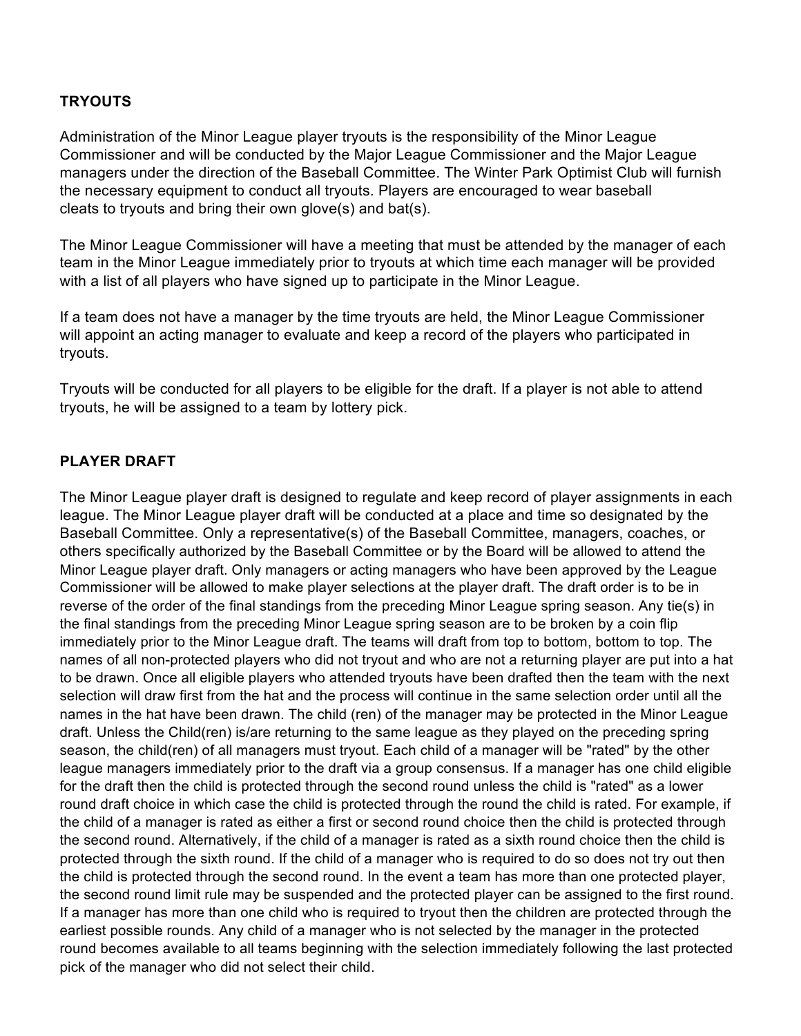## TRYOUTS

Administration of the Minor League player tryouts is the responsibility of the Minor League Commissioner and will be conducted by the Major League Commissioner and the Major League managers under the direction of the Baseball Committee. The Winter Park Optimist Club will furnish the necessary equipment to conduct all tryouts. Players are encouraged to wear baseball cleats to tryouts and bring their own glove(s) and bat(s).

The Minor League Commissioner will have a meeting that must be attended by the manager of each team in the Minor League immediately prior to tryouts at which time each manager will be provided with a list of all players who have signed up to participate in the Minor League.

If a team does not have a manager by the time tryouts are held, the Minor League Commissioner will appoint an acting manager to evaluate and keep a record of the players who participated in tryouts.

Tryouts will be conducted for all players to be eligible for the draft. If a player is not able to attend tryouts, he will be assigned to a team by lottery pick.

## PLAYER DRAFT

The Minor League player draft is designed to regulate and keep record of player assignments in each league. The Minor League player draft will be conducted at a place and time so designated by the Baseball Committee. Only a representative(s) of the Baseball Committee, managers, coaches, or others specifically authorized by the Baseball Committee or by the Board will be allowed to attend the Minor League player draft. Only managers or acting managers who have been approved by the League Commissioner will be allowed to make player selections at the player draft. The draft order is to be in reverse of the order of the final standings from the preceding Minor League spring season. Any tie(s) in the final standings from the preceding Minor League spring season are to be broken by a coin flip immediately prior to the Minor League draft. The teams will draft from top to bottom, bottom to top. The names of all non-protected players who did not tryout and who are not a returning player are put into a hat to be drawn. Once all eligible players who attended tryouts have been drafted then the team with the next selection will draw first from the hat and the process will continue in the same selection order until all the names in the hat have been drawn. The child (ren) of the manager may be protected in the Minor League draft. Unless the Child(ren) is/are returning to the same league as they played on the preceding spring season, the child(ren) of all managers must tryout. Each child of a manager will be "rated" by the other league managers immediately prior to the draft via a group consensus. If a manager has one child eligible for the draft then the child is protected through the second round unless the child is "rated" as a lower round draft choice in which case the child is protected through the round the child is rated. For example, if the child of a manager is rated as either a first or second round choice then the child is protected through the second round. Alternatively, if the child of a manager is rated as a sixth round choice then the child is protected through the sixth round. If the child of a manager who is required to do so does not try out then the child is protected through the second round. In the event a team has more than one protected player, the second round limit rule may be suspended and the protected player can be assigned to the first round. If a manager has more than one child who is required to tryout then the children are protected through the earliest possible rounds. Any child of a manager who is not selected by the manager in the protected round becomes available to all teams beginning with the selection immediately following the last protected pick of the manager who did not select their child.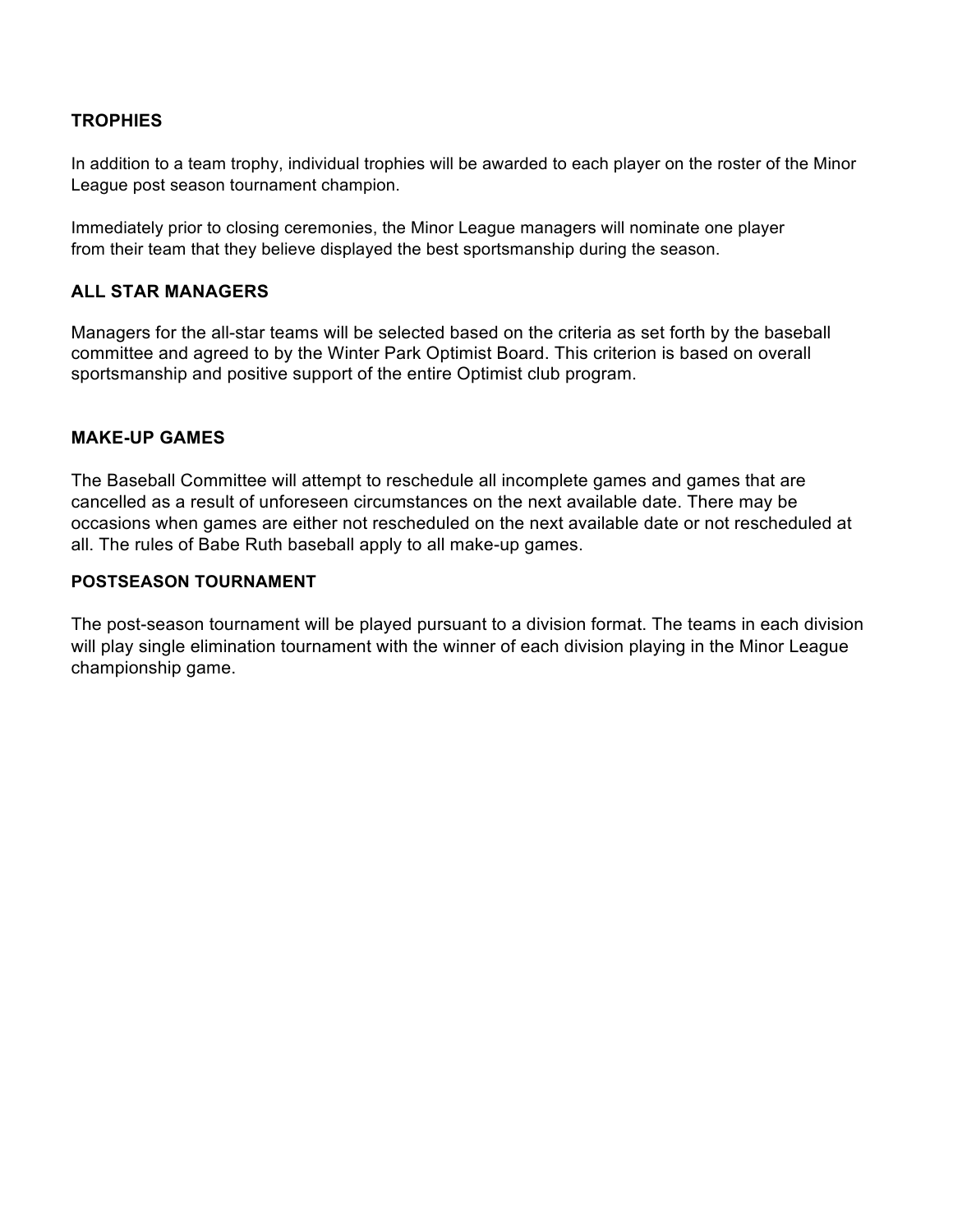## TROPHIES

In addition to a team trophy, individual trophies will be awarded to each player on the roster of the Minor League post season tournament champion.

Immediately prior to closing ceremonies, the Minor League managers will nominate one player from their team that they believe displayed the best sportsmanship during the season.

## ALL STAR MANAGERS

Managers for the all-star teams will be selected based on the criteria as set forth by the baseball committee and agreed to by the Winter Park Optimist Board. This criterion is based on overall sportsmanship and positive support of the entire Optimist club program.

## MAKE-UP GAMES

The Baseball Committee will attempt to reschedule all incomplete games and games that are cancelled as a result of unforeseen circumstances on the next available date. There may be occasions when games are either not rescheduled on the next available date or not rescheduled at all. The rules of Babe Ruth baseball apply to all make-up games.

## POSTSEASON TOURNAMENT

The post-season tournament will be played pursuant to a division format. The teams in each division will play single elimination tournament with the winner of each division playing in the Minor League championship game.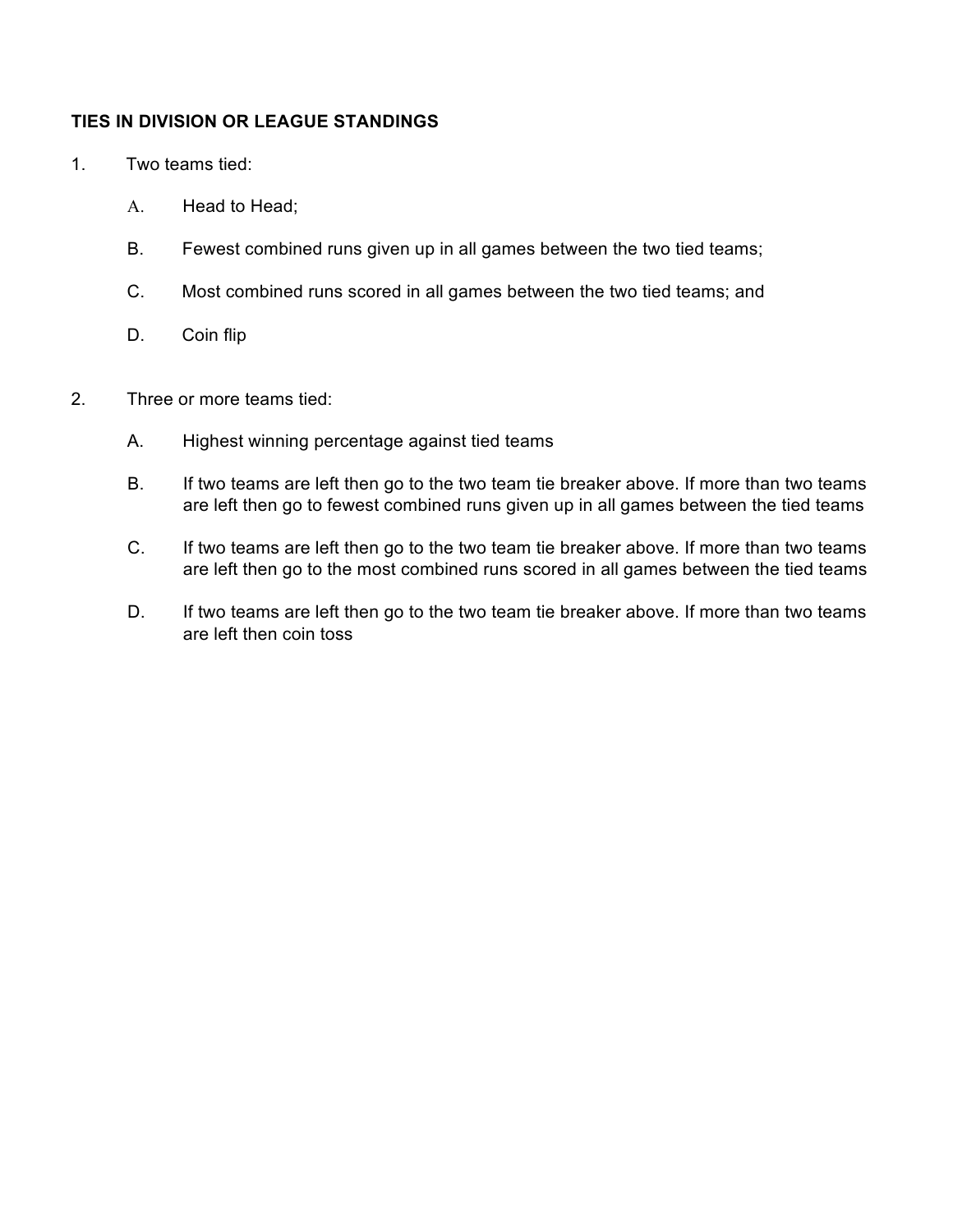**TIES IN DIVISION OR LEAGUE STANDINGS**

1. Two teams tied:

   A. Head to Head;

   B. Fewest combined runs given up in all games between the two tied teams;

   C. Most combined runs scored in all games between the two tied teams; and

   D. Coin flip

2. Three or more teams tied:

   A. Highest winning percentage against tied teams

   B. If two teams are left then go to the two team tie breaker above. If more than two teams are left then go to fewest combined runs given up in all games between the tied teams

   C. If two teams are left then go to the two team tie breaker above. If more than two teams are left then go to the most combined runs scored in all games between the tied teams

   D. If two teams are left then go to the two team tie breaker above. If more than two teams are left then coin toss